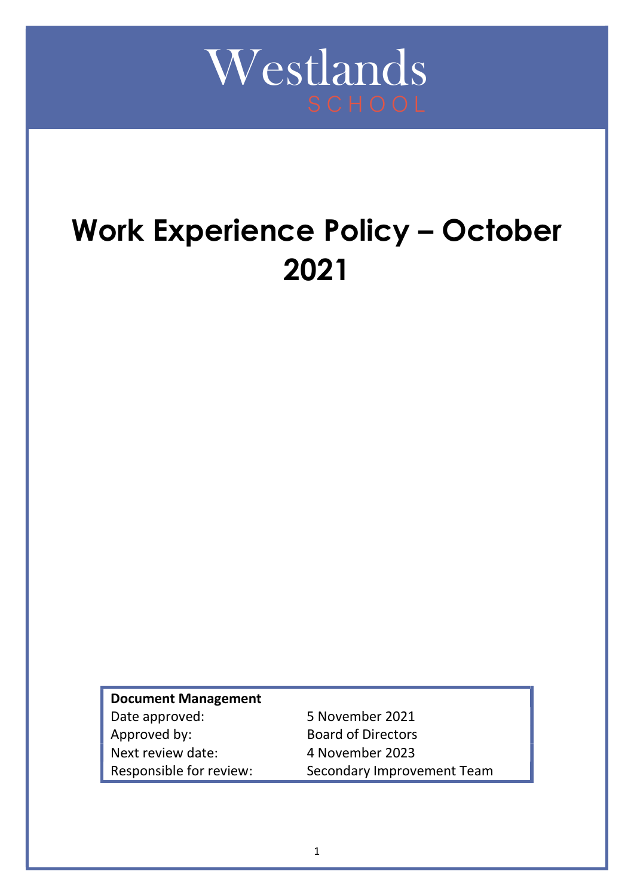Westlands

SCHOOL

# Work Experience Policy – October 2021

| **Document Management** | |
|---|---|
| Date approved: | 5 November 2021 |
| Approved by: | Board of Directors |
| Next review date: | 4 November 2023 |
| Responsible for review: | Secondary Improvement Team |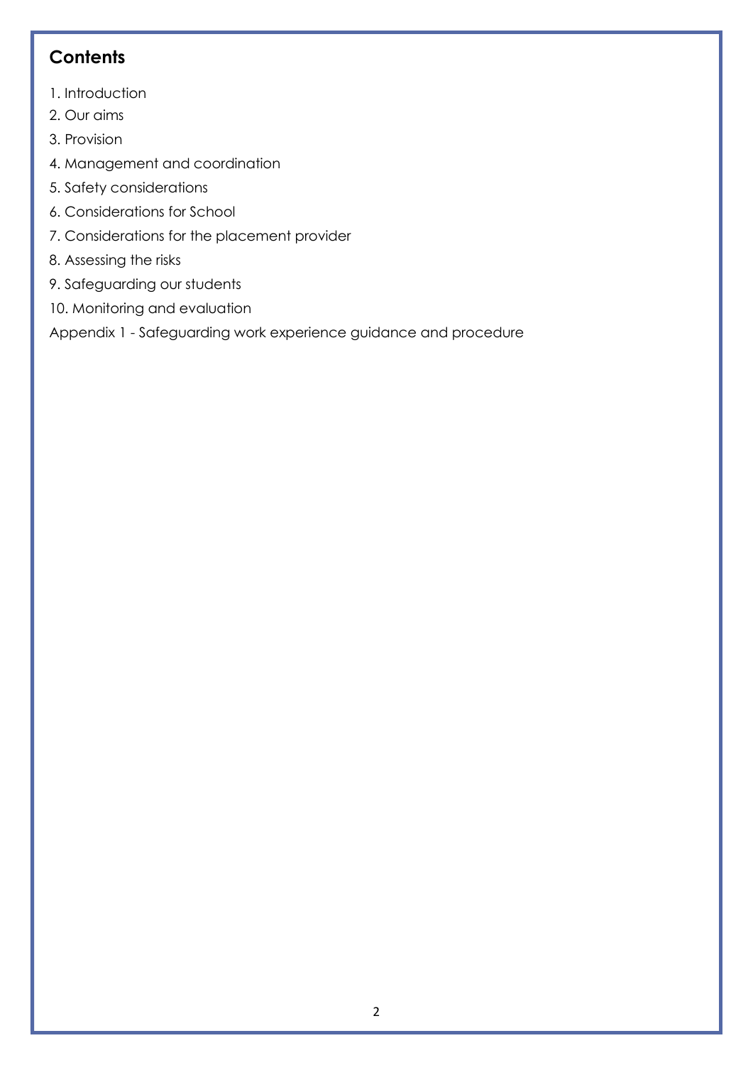## Contents

1. Introduction
2. Our aims
3. Provision
4. Management and coordination
5. Safety considerations
6. Considerations for School
7. Considerations for the placement provider
8. Assessing the risks
9. Safeguarding our students
10. Monitoring and evaluation

Appendix 1 - Safeguarding work experience guidance and procedure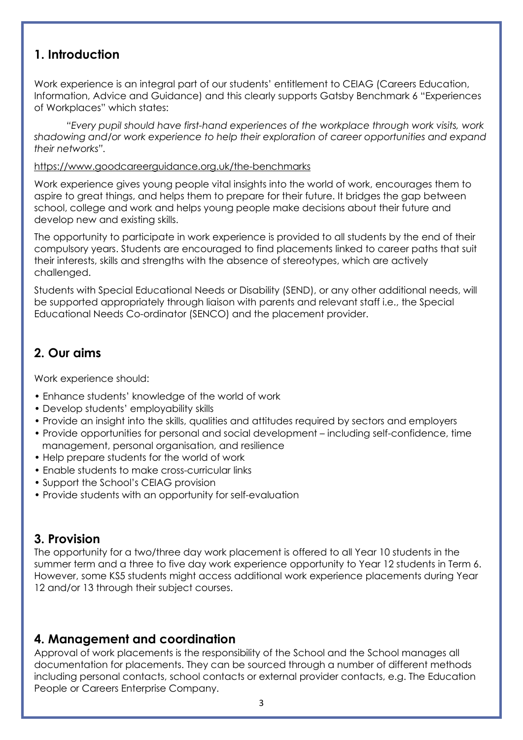## 1. Introduction

Work experience is an integral part of our students' entitlement to CEIAG (Careers Education, Information, Advice and Guidance) and this clearly supports Gatsby Benchmark 6 "Experiences of Workplaces" which states:

> *"Every pupil should have first-hand experiences of the workplace through work visits, work shadowing and/or work experience to help their exploration of career opportunities and expand their networks".*

https://www.goodcareerguidance.org.uk/the-benchmarks

Work experience gives young people vital insights into the world of work, encourages them to aspire to great things, and helps them to prepare for their future. It bridges the gap between school, college and work and helps young people make decisions about their future and develop new and existing skills.

The opportunity to participate in work experience is provided to all students by the end of their compulsory years. Students are encouraged to find placements linked to career paths that suit their interests, skills and strengths with the absence of stereotypes, which are actively challenged.

Students with Special Educational Needs or Disability (SEND), or any other additional needs, will be supported appropriately through liaison with parents and relevant staff i.e., the Special Educational Needs Co-ordinator (SENCO) and the placement provider.

## 2. Our aims

Work experience should:

- Enhance students' knowledge of the world of work
- Develop students' employability skills
- Provide an insight into the skills, qualities and attitudes required by sectors and employers
- Provide opportunities for personal and social development – including self-confidence, time management, personal organisation, and resilience
- Help prepare students for the world of work
- Enable students to make cross-curricular links
- Support the School's CEIAG provision
- Provide students with an opportunity for self-evaluation

## 3. Provision

The opportunity for a two/three day work placement is offered to all Year 10 students in the summer term and a three to five day work experience opportunity to Year 12 students in Term 6. However, some KS5 students might access additional work experience placements during Year 12 and/or 13 through their subject courses.

## 4. Management and coordination

Approval of work placements is the responsibility of the School and the School manages all documentation for placements. They can be sourced through a number of different methods including personal contacts, school contacts or external provider contacts, e.g. The Education People or Careers Enterprise Company.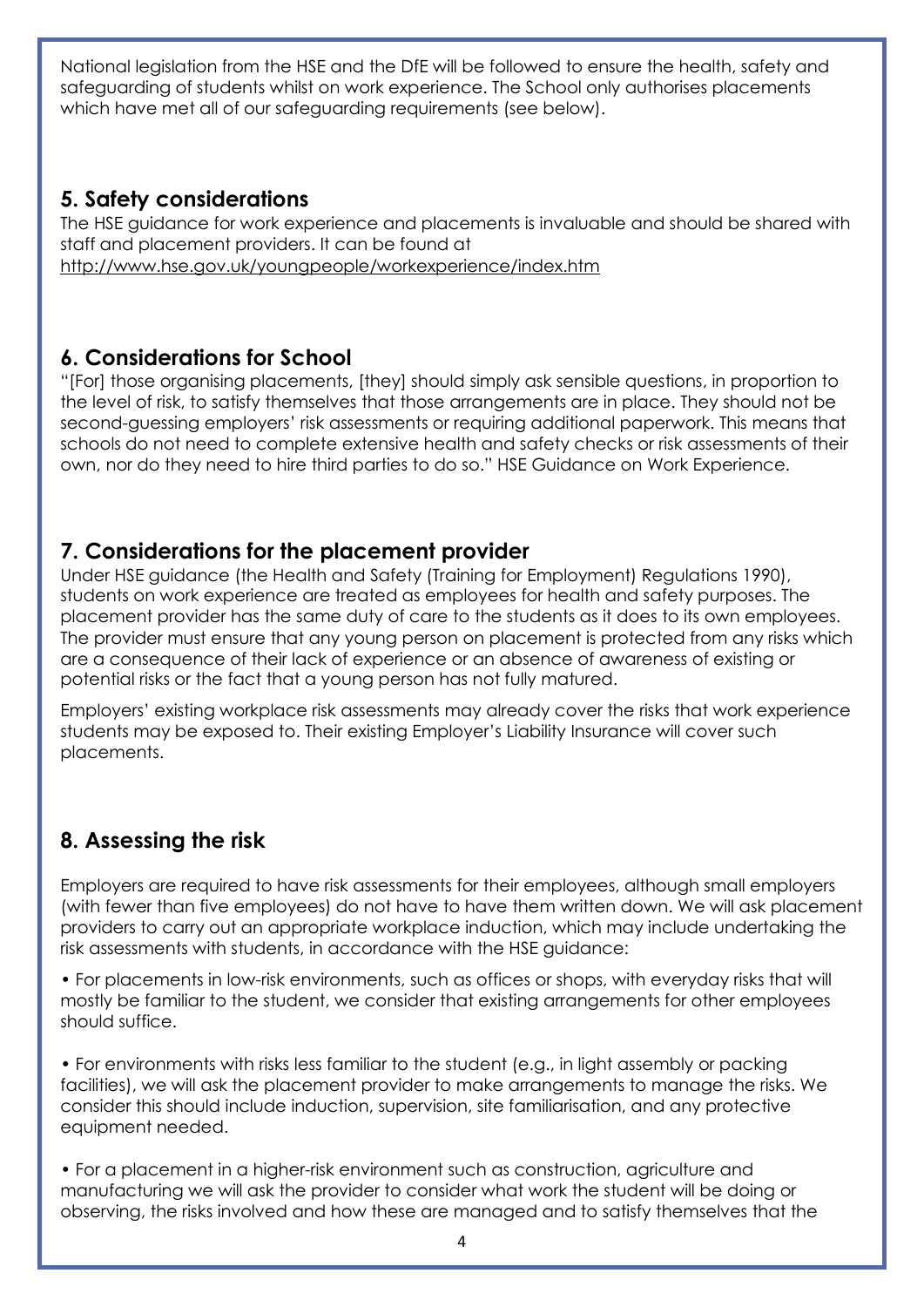National legislation from the HSE and the DfE will be followed to ensure the health, safety and safeguarding of students whilst on work experience. The School only authorises placements which have met all of our safeguarding requirements (see below).

## 5. Safety considerations

The HSE guidance for work experience and placements is invaluable and should be shared with staff and placement providers. It can be found at http://www.hse.gov.uk/youngpeople/workexperience/index.htm

## 6. Considerations for School

"[For] those organising placements, [they] should simply ask sensible questions, in proportion to the level of risk, to satisfy themselves that those arrangements are in place. They should not be second-guessing employers' risk assessments or requiring additional paperwork. This means that schools do not need to complete extensive health and safety checks or risk assessments of their own, nor do they need to hire third parties to do so." HSE Guidance on Work Experience.

## 7. Considerations for the placement provider

Under HSE guidance (the Health and Safety (Training for Employment) Regulations 1990), students on work experience are treated as employees for health and safety purposes. The placement provider has the same duty of care to the students as it does to its own employees. The provider must ensure that any young person on placement is protected from any risks which are a consequence of their lack of experience or an absence of awareness of existing or potential risks or the fact that a young person has not fully matured.

Employers' existing workplace risk assessments may already cover the risks that work experience students may be exposed to. Their existing Employer's Liability Insurance will cover such placements.

## 8. Assessing the risk

Employers are required to have risk assessments for their employees, although small employers (with fewer than five employees) do not have to have them written down. We will ask placement providers to carry out an appropriate workplace induction, which may include undertaking the risk assessments with students, in accordance with the HSE guidance:

• For placements in low-risk environments, such as offices or shops, with everyday risks that will mostly be familiar to the student, we consider that existing arrangements for other employees should suffice.

• For environments with risks less familiar to the student (e.g., in light assembly or packing facilities), we will ask the placement provider to make arrangements to manage the risks. We consider this should include induction, supervision, site familiarisation, and any protective equipment needed.

• For a placement in a higher-risk environment such as construction, agriculture and manufacturing we will ask the provider to consider what work the student will be doing or observing, the risks involved and how these are managed and to satisfy themselves that the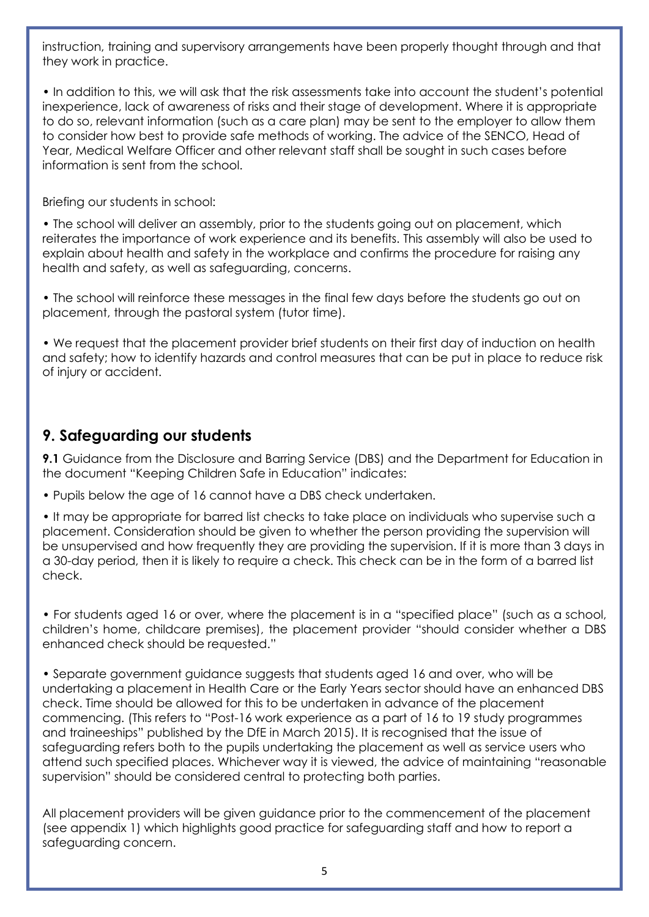instruction, training and supervisory arrangements have been properly thought through and that they work in practice.

• In addition to this, we will ask that the risk assessments take into account the student's potential inexperience, lack of awareness of risks and their stage of development. Where it is appropriate to do so, relevant information (such as a care plan) may be sent to the employer to allow them to consider how best to provide safe methods of working. The advice of the SENCO, Head of Year, Medical Welfare Officer and other relevant staff shall be sought in such cases before information is sent from the school.

Briefing our students in school:

• The school will deliver an assembly, prior to the students going out on placement, which reiterates the importance of work experience and its benefits. This assembly will also be used to explain about health and safety in the workplace and confirms the procedure for raising any health and safety, as well as safeguarding, concerns.

• The school will reinforce these messages in the final few days before the students go out on placement, through the pastoral system (tutor time).

• We request that the placement provider brief students on their first day of induction on health and safety; how to identify hazards and control measures that can be put in place to reduce risk of injury or accident.

## 9. Safeguarding our students

**9.1** Guidance from the Disclosure and Barring Service (DBS) and the Department for Education in the document "Keeping Children Safe in Education" indicates:

• Pupils below the age of 16 cannot have a DBS check undertaken.

• It may be appropriate for barred list checks to take place on individuals who supervise such a placement. Consideration should be given to whether the person providing the supervision will be unsupervised and how frequently they are providing the supervision. If it is more than 3 days in a 30-day period, then it is likely to require a check. This check can be in the form of a barred list check.

• For students aged 16 or over, where the placement is in a "specified place" (such as a school, children's home, childcare premises), the placement provider "should consider whether a DBS enhanced check should be requested."

• Separate government guidance suggests that students aged 16 and over, who will be undertaking a placement in Health Care or the Early Years sector should have an enhanced DBS check. Time should be allowed for this to be undertaken in advance of the placement commencing. (This refers to "Post-16 work experience as a part of 16 to 19 study programmes and traineeships" published by the DfE in March 2015). It is recognised that the issue of safeguarding refers both to the pupils undertaking the placement as well as service users who attend such specified places. Whichever way it is viewed, the advice of maintaining "reasonable supervision" should be considered central to protecting both parties.

All placement providers will be given guidance prior to the commencement of the placement (see appendix 1) which highlights good practice for safeguarding staff and how to report a safeguarding concern.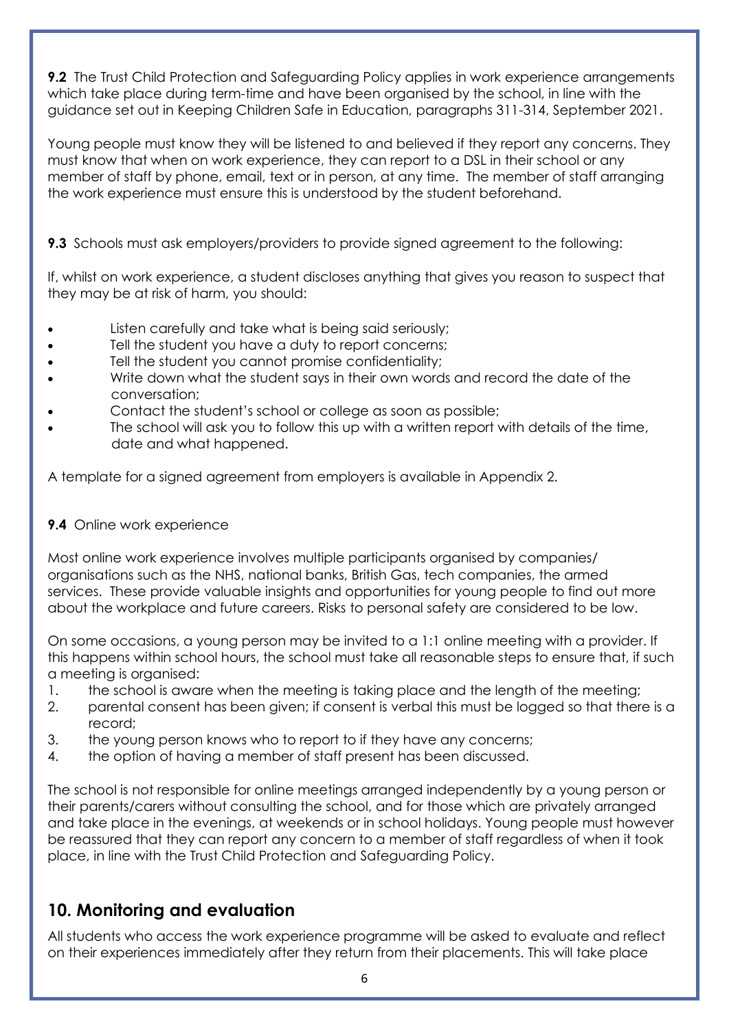**9.2** The Trust Child Protection and Safeguarding Policy applies in work experience arrangements which take place during term-time and have been organised by the school, in line with the guidance set out in Keeping Children Safe in Education, paragraphs 311-314, September 2021.

Young people must know they will be listened to and believed if they report any concerns. They must know that when on work experience, they can report to a DSL in their school or any member of staff by phone, email, text or in person, at any time. The member of staff arranging the work experience must ensure this is understood by the student beforehand.

**9.3** Schools must ask employers/providers to provide signed agreement to the following:

If, whilst on work experience, a student discloses anything that gives you reason to suspect that they may be at risk of harm, you should:

- Listen carefully and take what is being said seriously;
- Tell the student you have a duty to report concerns;
- Tell the student you cannot promise confidentiality;
- Write down what the student says in their own words and record the date of the conversation;
- Contact the student's school or college as soon as possible;
- The school will ask you to follow this up with a written report with details of the time, date and what happened.

A template for a signed agreement from employers is available in Appendix 2.

**9.4** Online work experience

Most online work experience involves multiple participants organised by companies/organisations such as the NHS, national banks, British Gas, tech companies, the armed services. These provide valuable insights and opportunities for young people to find out more about the workplace and future careers. Risks to personal safety are considered to be low.

On some occasions, a young person may be invited to a 1:1 online meeting with a provider. If this happens within school hours, the school must take all reasonable steps to ensure that, if such a meeting is organised:

1. the school is aware when the meeting is taking place and the length of the meeting;
2. parental consent has been given; if consent is verbal this must be logged so that there is a record;
3. the young person knows who to report to if they have any concerns;
4. the option of having a member of staff present has been discussed.

The school is not responsible for online meetings arranged independently by a young person or their parents/carers without consulting the school, and for those which are privately arranged and take place in the evenings, at weekends or in school holidays. Young people must however be reassured that they can report any concern to a member of staff regardless of when it took place, in line with the Trust Child Protection and Safeguarding Policy.

## 10. Monitoring and evaluation

All students who access the work experience programme will be asked to evaluate and reflect on their experiences immediately after they return from their placements. This will take place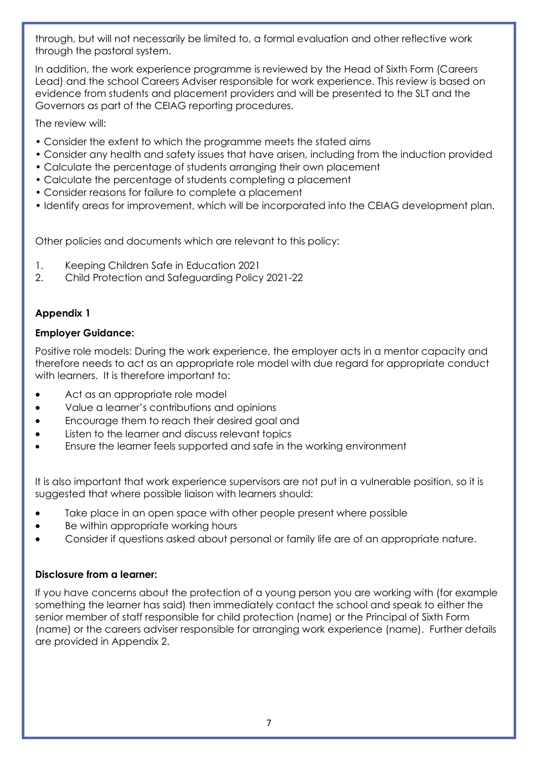through, but will not necessarily be limited to, a formal evaluation and other reflective work through the pastoral system.

In addition, the work experience programme is reviewed by the Head of Sixth Form (Careers Lead) and the school Careers Adviser responsible for work experience. This review is based on evidence from students and placement providers and will be presented to the SLT and the Governors as part of the CEIAG reporting procedures.

The review will:

- Consider the extent to which the programme meets the stated aims
- Consider any health and safety issues that have arisen, including from the induction provided
- Calculate the percentage of students arranging their own placement
- Calculate the percentage of students completing a placement
- Consider reasons for failure to complete a placement
- Identify areas for improvement, which will be incorporated into the CEIAG development plan.

Other policies and documents which are relevant to this policy:

1. Keeping Children Safe in Education 2021
2. Child Protection and Safeguarding Policy 2021-22

## Appendix 1

### Employer Guidance:

Positive role models: During the work experience, the employer acts in a mentor capacity and therefore needs to act as an appropriate role model with due regard for appropriate conduct with learners. It is therefore important to:

- Act as an appropriate role model
- Value a learner's contributions and opinions
- Encourage them to reach their desired goal and
- Listen to the learner and discuss relevant topics
- Ensure the learner feels supported and safe in the working environment

It is also important that work experience supervisors are not put in a vulnerable position, so it is suggested that where possible liaison with learners should:

- Take place in an open space with other people present where possible
- Be within appropriate working hours
- Consider if questions asked about personal or family life are of an appropriate nature.

### Disclosure from a learner:

If you have concerns about the protection of a young person you are working with (for example something the learner has said) then immediately contact the school and speak to either the senior member of staff responsible for child protection (name) or the Principal of Sixth Form (name) or the careers adviser responsible for arranging work experience (name). Further details are provided in Appendix 2.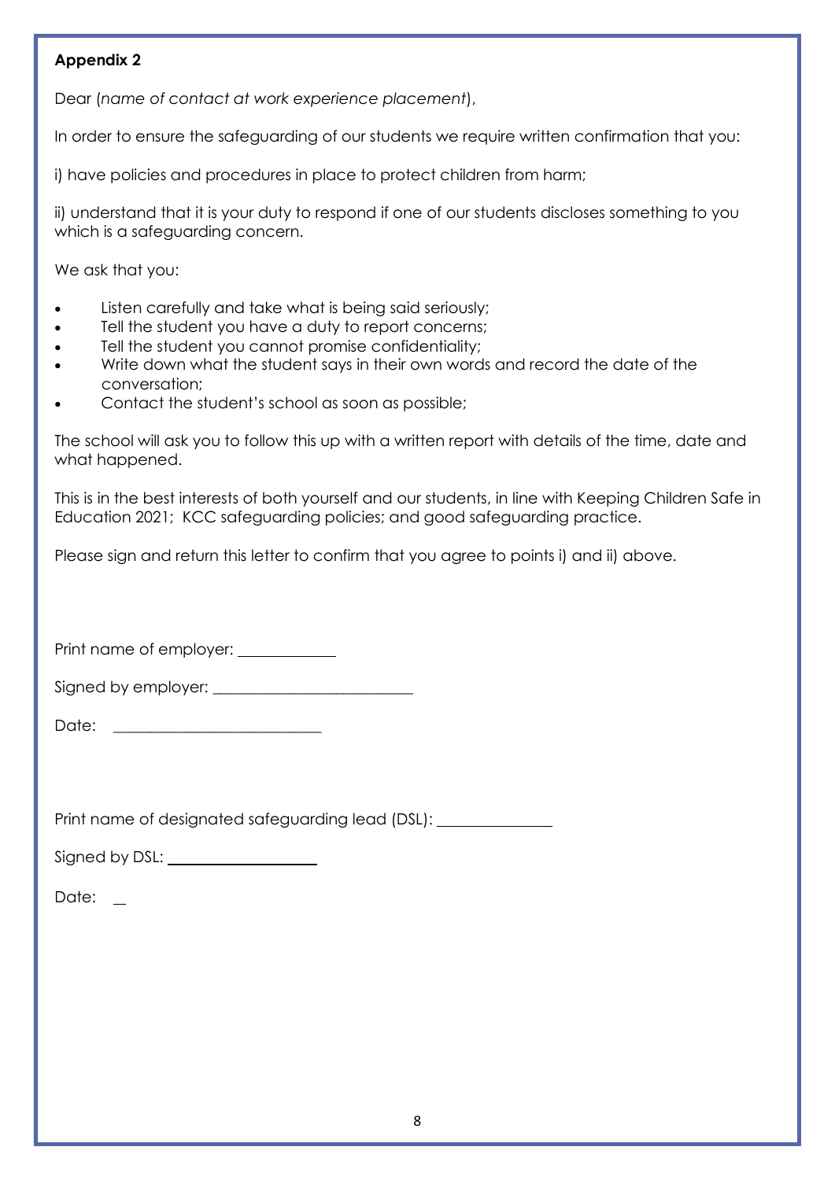**Appendix 2**

Dear (*name of contact at work experience placement*),

In order to ensure the safeguarding of our students we require written confirmation that you:

i) have policies and procedures in place to protect children from harm;

ii) understand that it is your duty to respond if one of our students discloses something to you which is a safeguarding concern.

We ask that you:

- Listen carefully and take what is being said seriously;
- Tell the student you have a duty to report concerns;
- Tell the student you cannot promise confidentiality;
- Write down what the student says in their own words and record the date of the conversation;
- Contact the student's school as soon as possible;

The school will ask you to follow this up with a written report with details of the time, date and what happened.

This is in the best interests of both yourself and our students, in line with Keeping Children Safe in Education 2021; KCC safeguarding policies; and good safeguarding practice.

Please sign and return this letter to confirm that you agree to points i) and ii) above.

Print name of employer: ____________

Signed by employer: _________________________

Date: __________________________

Print name of designated safeguarding lead (DSL): ______________

Signed by DSL: ___________________

Date: _